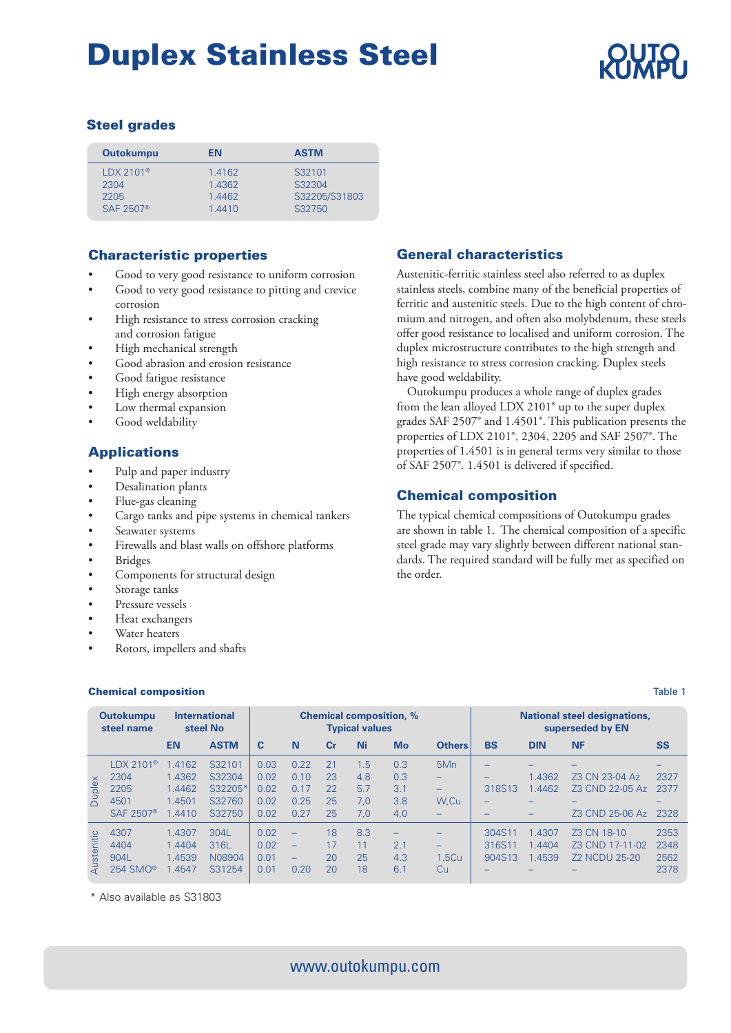# Duplex Stainless Steel

## Steel grades

| Outokumpu | EN | ASTM |
|---|---|---|
| LDX 2101® | 1.4162 | S32101 |
| 2304 | 1.4362 | S32304 |
| 2205 | 1.4462 | S32205/S31803 |
| SAF 2507® | 1.4410 | S32750 |

## Characteristic properties

- Good to very good resistance to uniform corrosion
- Good to very good resistance to pitting and crevice corrosion
- High resistance to stress corrosion cracking and corrosion fatigue
- High mechanical strength
- Good abrasion and erosion resistance
- Good fatigue resistance
- High energy absorption
- Low thermal expansion
- Good weldability

## Applications

- Pulp and paper industry
- Desalination plants
- Flue-gas cleaning
- Cargo tanks and pipe systems in chemical tankers
- Seawater systems
- Firewalls and blast walls on offshore platforms
- Bridges
- Components for structural design
- Storage tanks
- Pressure vessels
- Heat exchangers
- Water heaters
- Rotors, impellers and shafts

## General characteristics

Austenitic-ferritic stainless steel also referred to as duplex stainless steels, combine many of the beneficial properties of ferritic and austenitic steels. Due to the high content of chromium and nitrogen, and often also molybdenum, these steels offer good resistance to localised and uniform corrosion. The duplex microstructure contributes to the high strength and high resistance to stress corrosion cracking. Duplex steels have good weldability.

Outokumpu produces a whole range of duplex grades from the lean alloyed LDX 2101® up to the super duplex grades SAF 2507® and 1.4501®. This publication presents the properties of LDX 2101®, 2304, 2205 and SAF 2507®. The properties of 1.4501 is in general terms very similar to those of SAF 2507®. 1.4501 is delivered if specified.

## Chemical composition

The typical chemical compositions of Outokumpu grades are shown in table 1. The chemical composition of a specific steel grade may vary slightly between different national standards. The required standard will be fully met as specified on the order.

**Chemical composition** Table 1

| | Outokumpu steel name | International steel No | | Chemical composition, % Typical values | | | | | | National steel designations, superseded by EN | | | |
|---|---|---|---|---|---|---|---|---|---|---|---|---|---|
| | | EN | ASTM | C | N | Cr | Ni | Mo | Others | BS | DIN | NF | SS |
| Duplex | LDX 2101® | 1.4162 | S32101 | 0.03 | 0.22 | 21 | 1.5 | 0.3 | 5Mn | – | – | – | – |
| Duplex | 2304 | 1.4362 | S32304 | 0.02 | 0.10 | 23 | 4.8 | 0.3 | – | – | 1.4362 | Z3 CN 23-04 Az | 2327 |
| Duplex | 2205 | 1.4462 | S32205* | 0.02 | 0.17 | 22 | 5.7 | 3.1 | – | 318S13 | 1.4462 | Z3 CND 22-05 Az | 2377 |
| Duplex | 4501 | 1.4501 | S32760 | 0.02 | 0.25 | 25 | 7,0 | 3.8 | W,Cu | – | – | – | – |
| Duplex | SAF 2507® | 1.4410 | S32750 | 0.02 | 0.27 | 25 | 7,0 | 4,0 | – | – | – | Z3 CND 25-06 Az | 2328 |
| Austenitic | 4307 | 1.4307 | 304L | 0.02 | – | 18 | 8.3 | – | – | 304S11 | 1.4307 | Z3 CN 18-10 | 2353 |
| Austenitic | 4404 | 1.4404 | 316L | 0.02 | – | 17 | 11 | 2.1 | – | 316S11 | 1.4404 | Z3 CND 17-11-02 | 2348 |
| Austenitic | 904L | 1.4539 | N08904 | 0.01 | – | 20 | 25 | 4.3 | 1.5Cu | 904S13 | 1.4539 | Z2 NCDU 25-20 | 2562 |
| Austenitic | 254 SMO® | 1.4547 | S31254 | 0.01 | 0.20 | 20 | 18 | 6.1 | Cu | – | – | – | 2378 |

\* Also available as S31803

www.outokumpu.com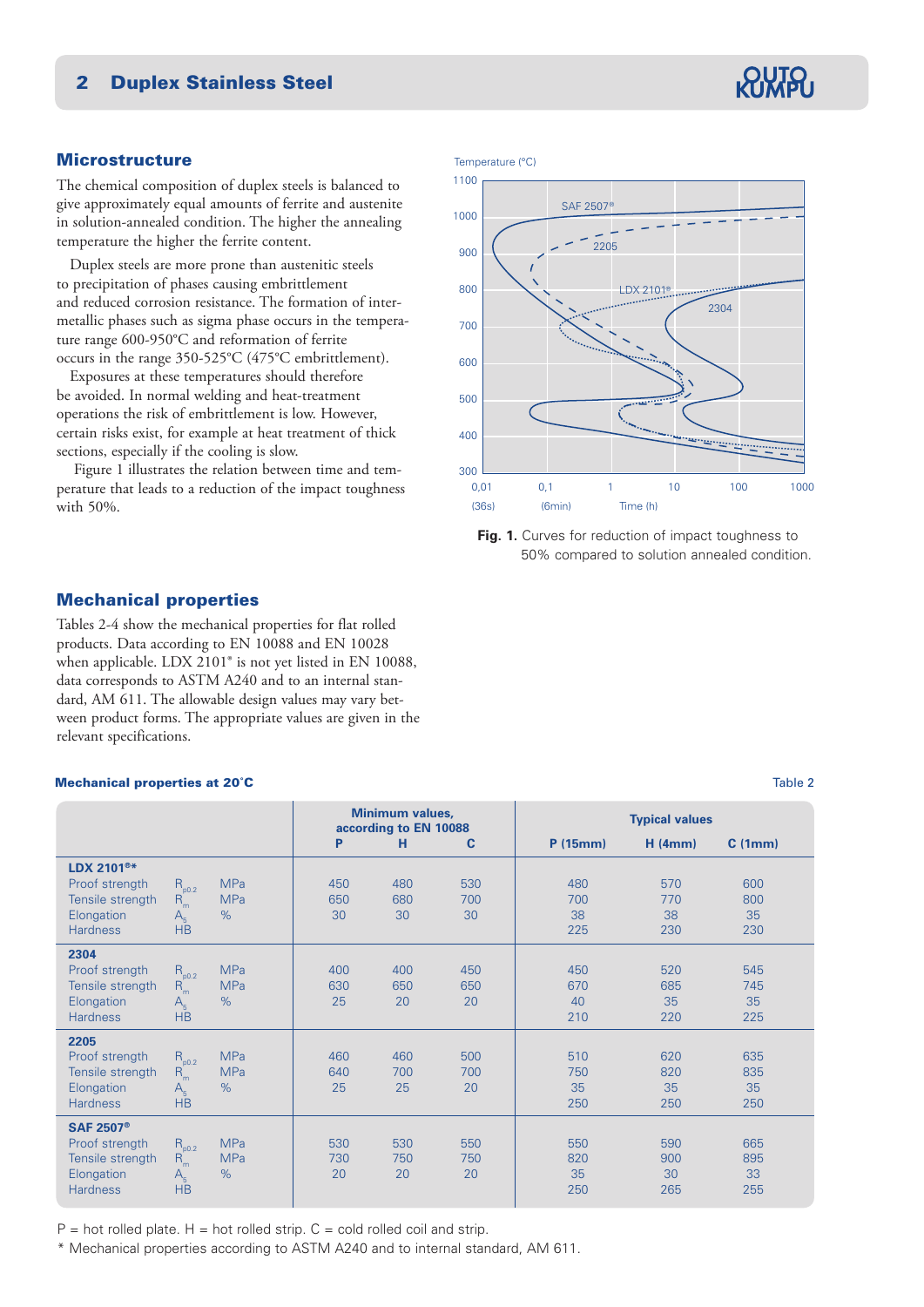## Microstructure

The chemical composition of duplex steels is balanced to give approximately equal amounts of ferrite and austenite in solution-annealed condition. The higher the annealing temperature the higher the ferrite content.

Duplex steels are more prone than austenitic steels to precipitation of phases causing embrittlement and reduced corrosion resistance. The formation of intermetallic phases such as sigma phase occurs in the temperature range 600-950°C and reformation of ferrite occurs in the range 350-525°C (475°C embrittlement). Exposures at these temperatures should therefore be avoided. In normal welding and heat-treatment operations the risk of embrittlement is low. However, certain risks exist, for example at heat treatment of thick sections, especially if the cooling is slow.

Figure 1 illustrates the relation between time and temperature that leads to a reduction of the impact toughness with 50%.

**Fig. 1.** Curves for reduction of impact toughness to 50% compared to solution annealed condition.

## Mechanical properties

Tables 2-4 show the mechanical properties for flat rolled products. Data according to EN 10088 and EN 10028 when applicable. LDX 2101® is not yet listed in EN 10088, data corresponds to ASTM A240 and to an internal standard, AM 611. The allowable design values may vary between product forms. The appropriate values are given in the relevant specifications.

**Mechanical properties at 20°C** — Table 2

| | | | Minimum values, according to EN 10088 | | | Typical values | | |
|---|---|---|---|---|---|---|---|---|
| | | | P | H | C | P (15mm) | H (4mm) | C (1mm) |
| **LDX 2101®\*** | | | | | | | | |
| Proof strength | $R_{p0.2}$ | MPa | 450 | 480 | 530 | 480 | 570 | 600 |
| Tensile strength | $R_m$ | MPa | 650 | 680 | 700 | 700 | 770 | 800 |
| Elongation | $A_5$ | % | 30 | 30 | 30 | 38 | 38 | 35 |
| Hardness | HB | | | | | 225 | 230 | 230 |
| **2304** | | | | | | | | |
| Proof strength | $R_{p0.2}$ | MPa | 400 | 400 | 450 | 450 | 520 | 545 |
| Tensile strength | $R_m$ | MPa | 630 | 650 | 650 | 670 | 685 | 745 |
| Elongation | $A_5$ | % | 25 | 20 | 20 | 40 | 35 | 35 |
| Hardness | HB | | | | | 210 | 220 | 225 |
| **2205** | | | | | | | | |
| Proof strength | $R_{p0.2}$ | MPa | 460 | 460 | 500 | 510 | 620 | 635 |
| Tensile strength | $R_m$ | MPa | 640 | 700 | 700 | 750 | 820 | 835 |
| Elongation | $A_5$ | % | 25 | 25 | 20 | 35 | 35 | 35 |
| Hardness | HB | | | | | 250 | 250 | 250 |
| **SAF 2507®** | | | | | | | | |
| Proof strength | $R_{p0.2}$ | MPa | 530 | 530 | 550 | 550 | 590 | 665 |
| Tensile strength | $R_m$ | MPa | 730 | 750 | 750 | 820 | 900 | 895 |
| Elongation | $A_5$ | % | 20 | 20 | 20 | 35 | 30 | 33 |
| Hardness | HB | | | | | 250 | 265 | 255 |

P = hot rolled plate. H = hot rolled strip. C = cold rolled coil and strip.

\* Mechanical properties according to ASTM A240 and to internal standard, AM 611.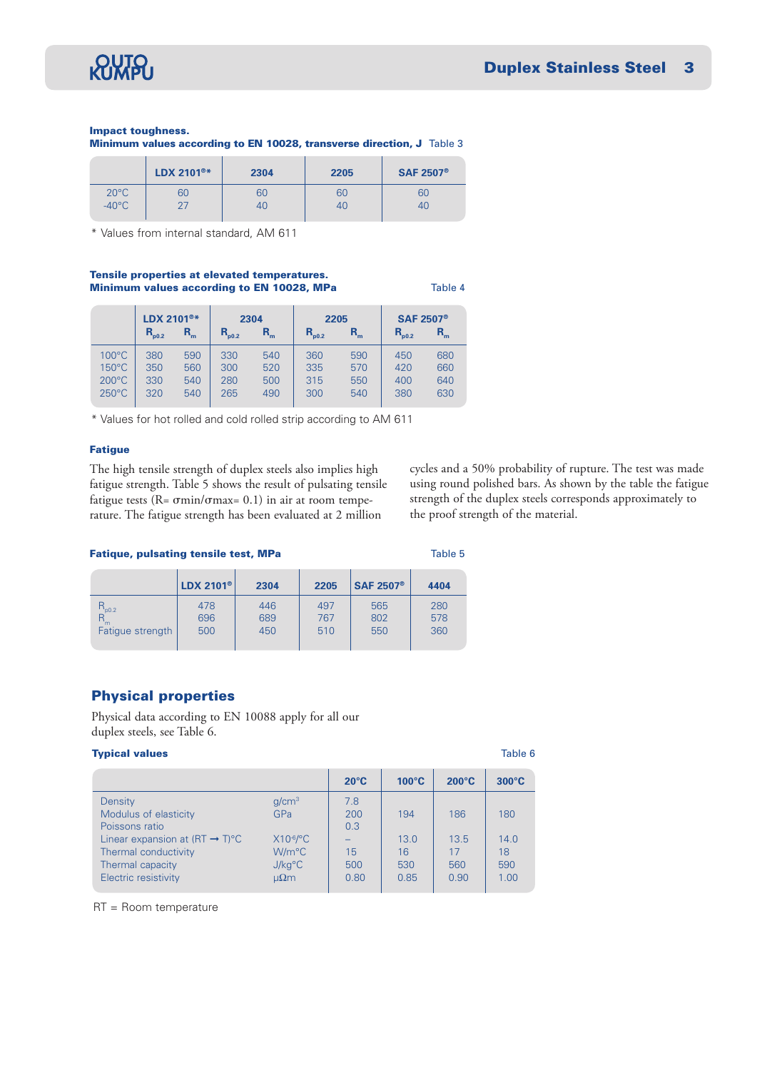**Impact toughness.**
**Minimum values according to EN 10028, transverse direction, J** Table 3

| | LDX 2101®* | 2304 | 2205 | SAF 2507® |
|---|---|---|---|---|
| 20°C | 60 | 60 | 60 | 60 |
| -40°C | 27 | 40 | 40 | 40 |

\* Values from internal standard, AM 611

**Tensile properties at elevated temperatures.**
**Minimum values according to EN 10028, MPa** Table 4

| | LDX 2101®* | | 2304 | | 2205 | | SAF 2507® | |
|---|---|---|---|---|---|---|---|---|
| | $R_{p0.2}$ | $R_m$ | $R_{p0.2}$ | $R_m$ | $R_{p0.2}$ | $R_m$ | $R_{p0.2}$ | $R_m$ |
| 100°C | 380 | 590 | 330 | 540 | 360 | 590 | 450 | 680 |
| 150°C | 350 | 560 | 300 | 520 | 335 | 570 | 420 | 660 |
| 200°C | 330 | 540 | 280 | 500 | 315 | 550 | 400 | 640 |
| 250°C | 320 | 540 | 265 | 490 | 300 | 540 | 380 | 630 |

\* Values for hot rolled and cold rolled strip according to AM 611

**Fatigue**

The high tensile strength of duplex steels also implies high fatigue strength. Table 5 shows the result of pulsating tensile fatigue tests (R= σmin/σmax= 0.1) in air at room temperature. The fatigue strength has been evaluated at 2 million cycles and a 50% probability of rupture. The test was made using round polished bars. As shown by the table the fatigue strength of the duplex steels corresponds approximately to the proof strength of the material.

**Fatique, pulsating tensile test, MPa** Table 5

| | LDX 2101® | 2304 | 2205 | SAF 2507® | 4404 |
|---|---|---|---|---|---|
| $R_{p0.2}$ | 478 | 446 | 497 | 565 | 280 |
| $R_m$ | 696 | 689 | 767 | 802 | 578 |
| Fatigue strength | 500 | 450 | 510 | 550 | 360 |

## Physical properties

Physical data according to EN 10088 apply for all our duplex steels, see Table 6.

**Typical values** Table 6

| | | 20°C | 100°C | 200°C | 300°C |
|---|---|---|---|---|---|
| Density | g/cm³ | 7.8 | | | |
| Modulus of elasticity | GPa | 200 | 194 | 186 | 180 |
| Poissons ratio | | 0.3 | | | |
| Linear expansion at (RT → T)°C | $X10^{-6}$/°C | – | 13.0 | 13.5 | 14.0 |
| Thermal conductivity | W/m°C | 15 | 16 | 17 | 18 |
| Thermal capacity | J/kg°C | 500 | 530 | 560 | 590 |
| Electric resistivity | µΩm | 0.80 | 0.85 | 0.90 | 1.00 |

RT = Room temperature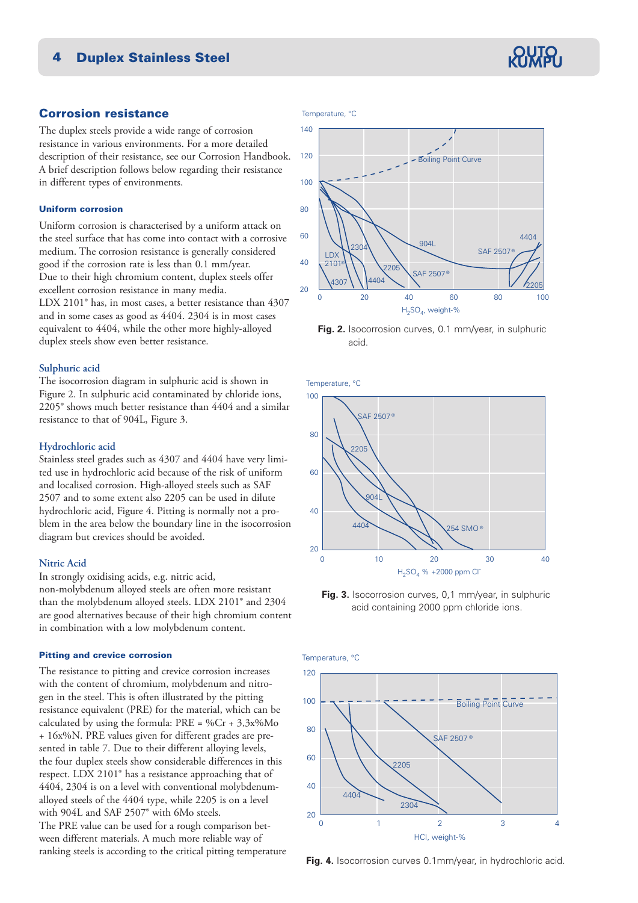## Corrosion resistance

The duplex steels provide a wide range of corrosion resistance in various environments. For a more detailed description of their resistance, see our Corrosion Handbook. A brief description follows below regarding their resistance in different types of environments.

### Uniform corrosion

Uniform corrosion is characterised by a uniform attack on the steel surface that has come into contact with a corrosive medium. The corrosion resistance is generally considered good if the corrosion rate is less than 0.1 mm/year. Due to their high chromium content, duplex steels offer excellent corrosion resistance in many media.
LDX 2101® has, in most cases, a better resistance than 4307 and in some cases as good as 4404. 2304 is in most cases equivalent to 4404, while the other more highly-alloyed duplex steels show even better resistance.

#### Sulphuric acid

The isocorrosion diagram in sulphuric acid is shown in Figure 2. In sulphuric acid contaminated by chloride ions, 2205® shows much better resistance than 4404 and a similar resistance to that of 904L, Figure 3.

#### Hydrochloric acid

Stainless steel grades such as 4307 and 4404 have very limited use in hydrochloric acid because of the risk of uniform and localised corrosion. High-alloyed steels such as SAF 2507 and to some extent also 2205 can be used in dilute hydrochloric acid, Figure 4. Pitting is normally not a problem in the area below the boundary line in the isocorrosion diagram but crevices should be avoided.

#### Nitric Acid

In strongly oxidising acids, e.g. nitric acid, non-molybdenum alloyed steels are often more resistant than the molybdenum alloyed steels. LDX 2101® and 2304 are good alternatives because of their high chromium content in combination with a low molybdenum content.

### Pitting and crevice corrosion

The resistance to pitting and crevice corrosion increases with the content of chromium, molybdenum and nitrogen in the steel. This is often illustrated by the pitting resistance equivalent (PRE) for the material, which can be calculated by using the formula: PRE = %Cr + 3,3x%Mo + 16x%N. PRE values given for different grades are presented in table 7. Due to their different alloying levels, the four duplex steels show considerable differences in this respect. LDX 2101® has a resistance approaching that of 4404, 2304 is on a level with conventional molybdenum-alloyed steels of the 4404 type, while 2205 is on a level with 904L and SAF 2507® with 6Mo steels.
The PRE value can be used for a rough comparison between different materials. A much more reliable way of ranking steels is according to the critical pitting temperature

**Fig. 2.** Isocorrosion curves, 0.1 mm/year, in sulphuric acid.

**Fig. 3.** Isocorrosion curves, 0,1 mm/year, in sulphuric acid containing 2000 ppm chloride ions.

**Fig. 4.** Isocorrosion curves 0.1mm/year, in hydrochloric acid.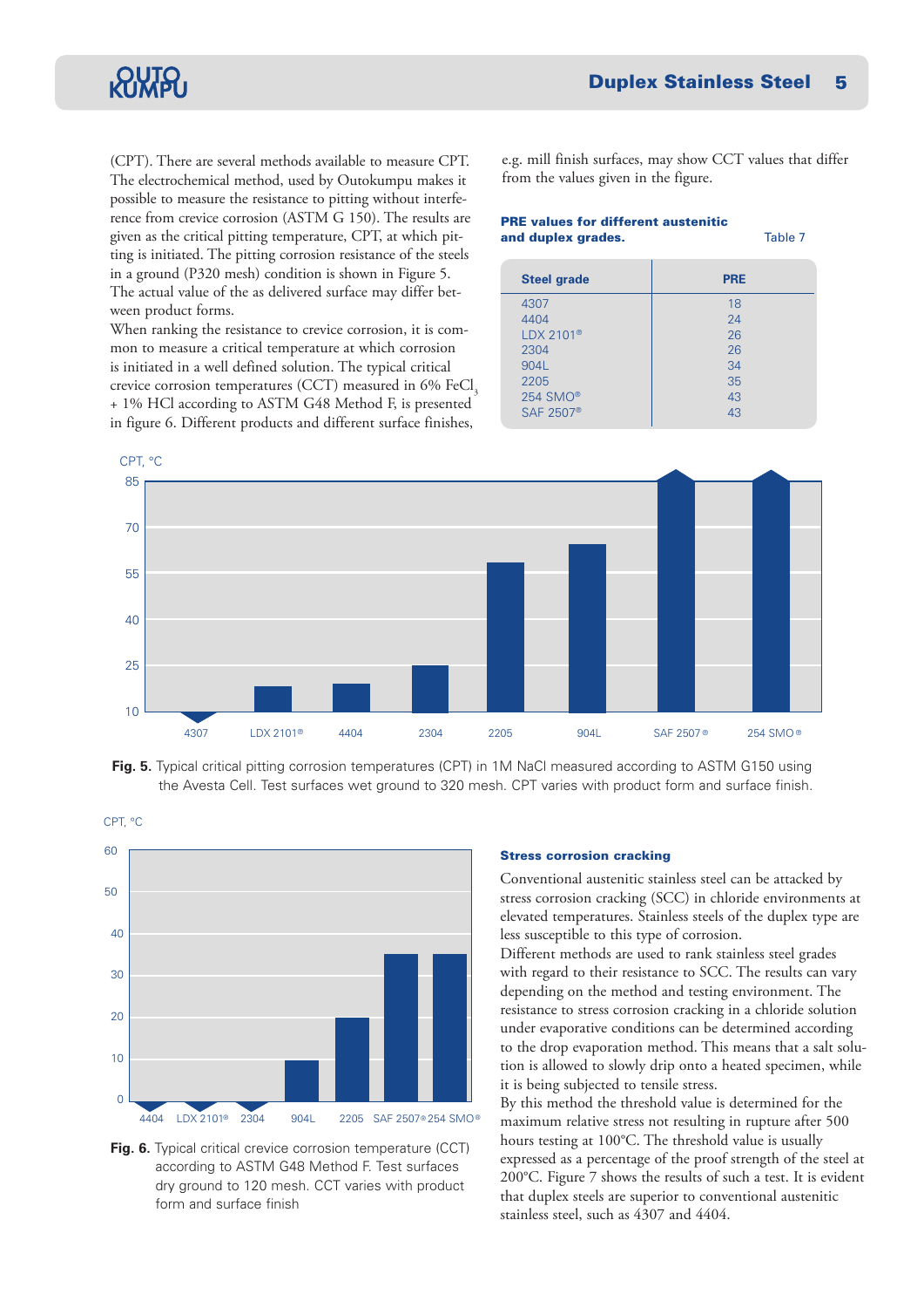(CPT). There are several methods available to measure CPT. The electrochemical method, used by Outokumpu makes it possible to measure the resistance to pitting without interference from crevice corrosion (ASTM G 150). The results are given as the critical pitting temperature, CPT, at which pitting is initiated. The pitting corrosion resistance of the steels in a ground (P320 mesh) condition is shown in Figure 5. The actual value of the as delivered surface may differ between product forms.

When ranking the resistance to crevice corrosion, it is common to measure a critical temperature at which corrosion is initiated in a well defined solution. The typical critical crevice corrosion temperatures (CCT) measured in 6% $FeCl_3$ + 1% HCl according to ASTM G48 Method F, is presented in figure 6. Different products and different surface finishes, e.g. mill finish surfaces, may show CCT values that differ from the values given in the figure.

**PRE values for different austenitic and duplex grades.** Table 7

| Steel grade | PRE |
|---|---|
| 4307 | 18 |
| 4404 | 24 |
| LDX 2101® | 26 |
| 2304 | 26 |
| 904L | 34 |
| 2205 | 35 |
| 254 SMO® | 43 |
| SAF 2507® | 43 |

**Fig. 5.** Typical critical pitting corrosion temperatures (CPT) in 1M NaCl measured according to ASTM G150 using the Avesta Cell. Test surfaces wet ground to 320 mesh. CPT varies with product form and surface finish.

**Fig. 6.** Typical critical crevice corrosion temperature (CCT) according to ASTM G48 Method F. Test surfaces dry ground to 120 mesh. CCT varies with product form and surface finish

**Stress corrosion cracking**

Conventional austenitic stainless steel can be attacked by stress corrosion cracking (SCC) in chloride environments at elevated temperatures. Stainless steels of the duplex type are less susceptible to this type of corrosion.

Different methods are used to rank stainless steel grades with regard to their resistance to SCC. The results can vary depending on the method and testing environment. The resistance to stress corrosion cracking in a chloride solution under evaporative conditions can be determined according to the drop evaporation method. This means that a salt solution is allowed to slowly drip onto a heated specimen, while it is being subjected to tensile stress.

By this method the threshold value is determined for the maximum relative stress not resulting in rupture after 500 hours testing at 100°C. The threshold value is usually expressed as a percentage of the proof strength of the steel at 200°C. Figure 7 shows the results of such a test. It is evident that duplex steels are superior to conventional austenitic stainless steel, such as 4307 and 4404.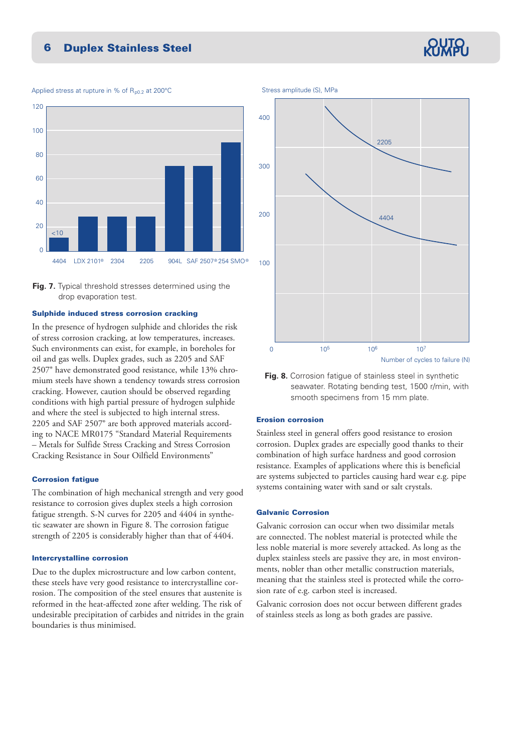Applied stress at rupture in % of $R_{p0.2}$ at 200°C

| Grade | Applied stress at rupture (% of $R_{p0.2}$) |
|---|---|
| 4404 | <10 |
| LDX 2101® | ~28 |
| 2304 | ~28 |
| 2205 | ~28 |
| 904L | ~70 |
| SAF 2507® | ~70 |
| 254 SMO® | ~90 |

**Fig. 7.** Typical threshold stresses determined using the drop evaporation test.

### Sulphide induced stress corrosion cracking

In the presence of hydrogen sulphide and chlorides the risk of stress corrosion cracking, at low temperatures, increases. Such environments can exist, for example, in boreholes for oil and gas wells. Duplex grades, such as 2205 and SAF 2507® have demonstrated good resistance, while 13% chromium steels have shown a tendency towards stress corrosion cracking. However, caution should be observed regarding conditions with high partial pressure of hydrogen sulphide and where the steel is subjected to high internal stress. 2205 and SAF 2507® are both approved materials according to NACE MR0175 "Standard Material Requirements – Metals for Sulfide Stress Cracking and Stress Corrosion Cracking Resistance in Sour Oilfield Environments"

### Corrosion fatigue

The combination of high mechanical strength and very good resistance to corrosion gives duplex steels a high corrosion fatigue strength. S-N curves for 2205 and 4404 in synthetic seawater are shown in Figure 8. The corrosion fatigue strength of 2205 is considerably higher than that of 4404.

### Intercrystalline corrosion

Due to the duplex microstructure and low carbon content, these steels have very good resistance to intercrystalline corrosion. The composition of the steel ensures that austenite is reformed in the heat-affected zone after welding. The risk of undesirable precipitation of carbides and nitrides in the grain boundaries is thus minimised.

Stress amplitude (S), MPa — Number of cycles to failure (N) ($10^5$, $10^6$, $10^7$); curves: 2205, 4404

**Fig. 8.** Corrosion fatigue of stainless steel in synthetic seawater. Rotating bending test, 1500 r/min, with smooth specimens from 15 mm plate.

### Erosion corrosion

Stainless steel in general offers good resistance to erosion corrosion. Duplex grades are especially good thanks to their combination of high surface hardness and good corrosion resistance. Examples of applications where this is beneficial are systems subjected to particles causing hard wear e.g. pipe systems containing water with sand or salt crystals.

### Galvanic Corrosion

Galvanic corrosion can occur when two dissimilar metals are connected. The noblest material is protected while the less noble material is more severely attacked. As long as the duplex stainless steels are passive they are, in most environments, nobler than other metallic construction materials, meaning that the stainless steel is protected while the corrosion rate of e.g. carbon steel is increased.

Galvanic corrosion does not occur between different grades of stainless steels as long as both grades are passive.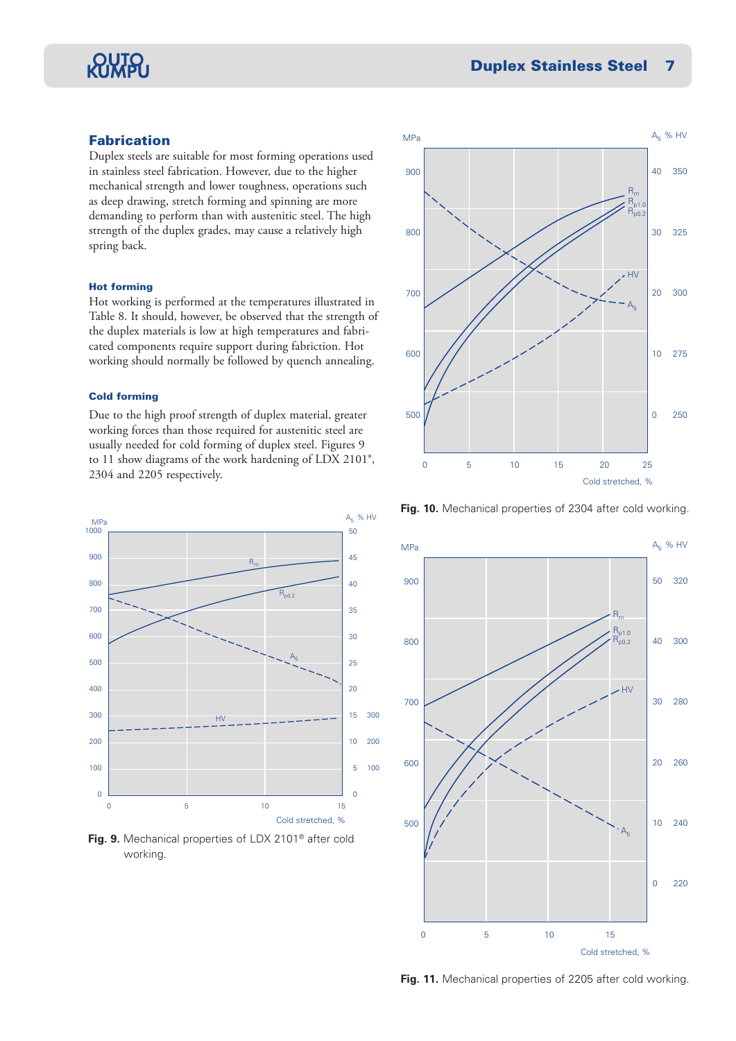## Fabrication

Duplex steels are suitable for most forming operations used in stainless steel fabrication. However, due to the higher mechanical strength and lower toughness, operations such as deep drawing, stretch forming and spinning are more demanding to perform than with austenitic steel. The high strength of the duplex grades, may cause a relatively high spring back.

### Hot forming

Hot working is performed at the temperatures illustrated in Table 8. It should, however, be observed that the strength of the duplex materials is low at high temperatures and fabricated components require support during fabriction. Hot working should normally be followed by quench annealing.

### Cold forming

Due to the high proof strength of duplex material, greater working forces than those required for austenitic steel are usually needed for cold forming of duplex steel. Figures 9 to 11 show diagrams of the work hardening of LDX 2101®, 2304 and 2205 respectively.

**Fig. 9.** Mechanical properties of LDX 2101® after cold working.

**Fig. 10.** Mechanical properties of 2304 after cold working.

**Fig. 11.** Mechanical properties of 2205 after cold working.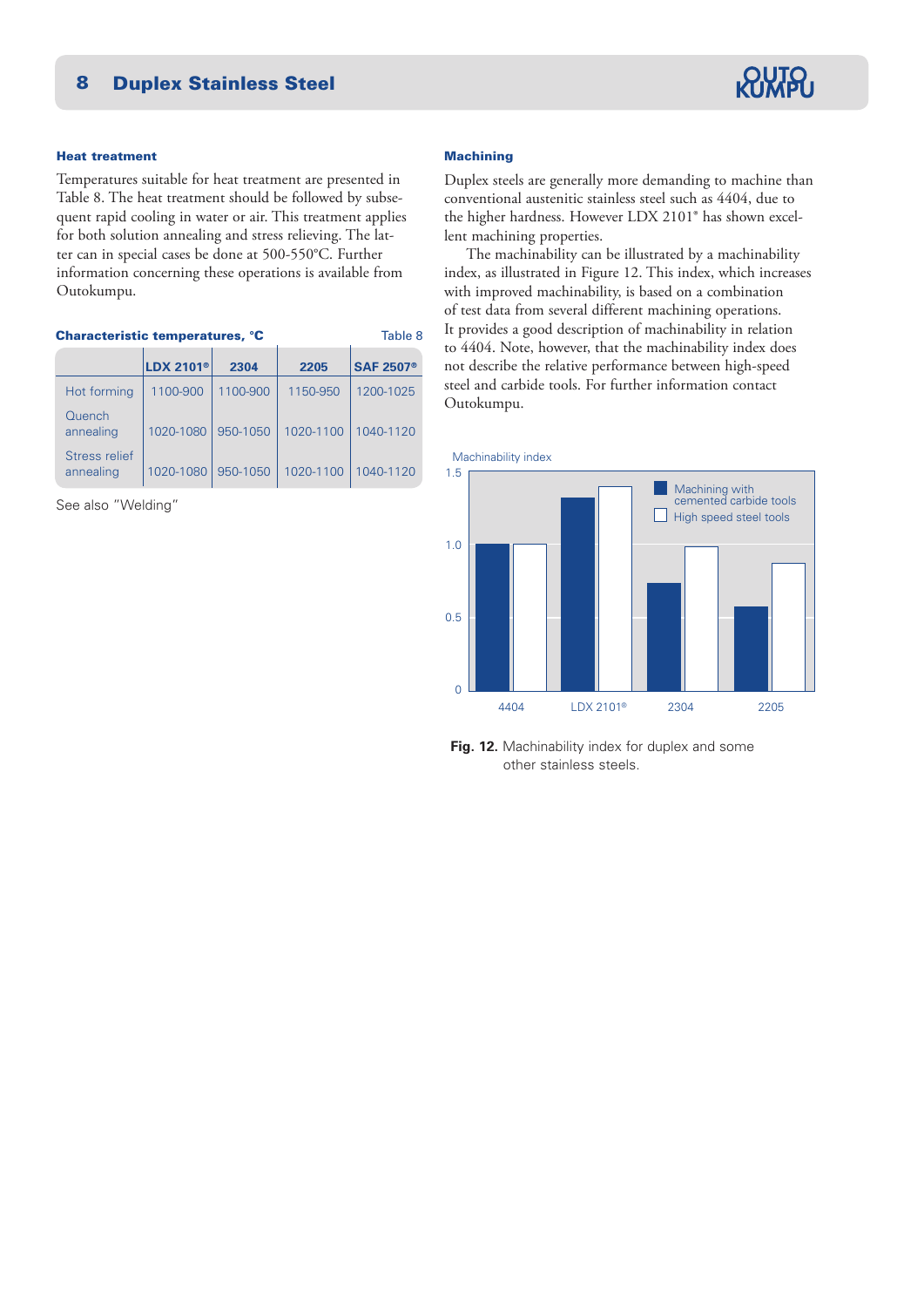### Heat treatment

Temperatures suitable for heat treatment are presented in Table 8. The heat treatment should be followed by subsequent rapid cooling in water or air. This treatment applies for both solution annealing and stress relieving. The latter can in special cases be done at 500-550°C. Further information concerning these operations is available from Outokumpu.

**Characteristic temperatures, °C** Table 8

| | LDX 2101® | 2304 | 2205 | SAF 2507® |
|---|---|---|---|---|
| Hot forming | 1100-900 | 1100-900 | 1150-950 | 1200-1025 |
| Quench annealing | 1020-1080 | 950-1050 | 1020-1100 | 1040-1120 |
| Stress relief annealing | 1020-1080 | 950-1050 | 1020-1100 | 1040-1120 |

See also "Welding"

### Machining

Duplex steels are generally more demanding to machine than conventional austenitic stainless steel such as 4404, due to the higher hardness. However LDX 2101® has shown excellent machining properties.

The machinability can be illustrated by a machinability index, as illustrated in Figure 12. This index, which increases with improved machinability, is based on a combination of test data from several different machining operations. It provides a good description of machinability in relation to 4404. Note, however, that the machinability index does not describe the relative performance between high-speed steel and carbide tools. For further information contact Outokumpu.

Machinability index

| | Machining with cemented carbide tools | High speed steel tools |
|---|---|---|
| 4404 | 1.0 | 1.0 |
| LDX 2101® | ~1.3 | ~1.4 |
| 2304 | ~0.75 | ~1.0 |
| 2205 | ~0.6 | ~0.9 |

**Fig. 12.** Machinability index for duplex and some other stainless steels.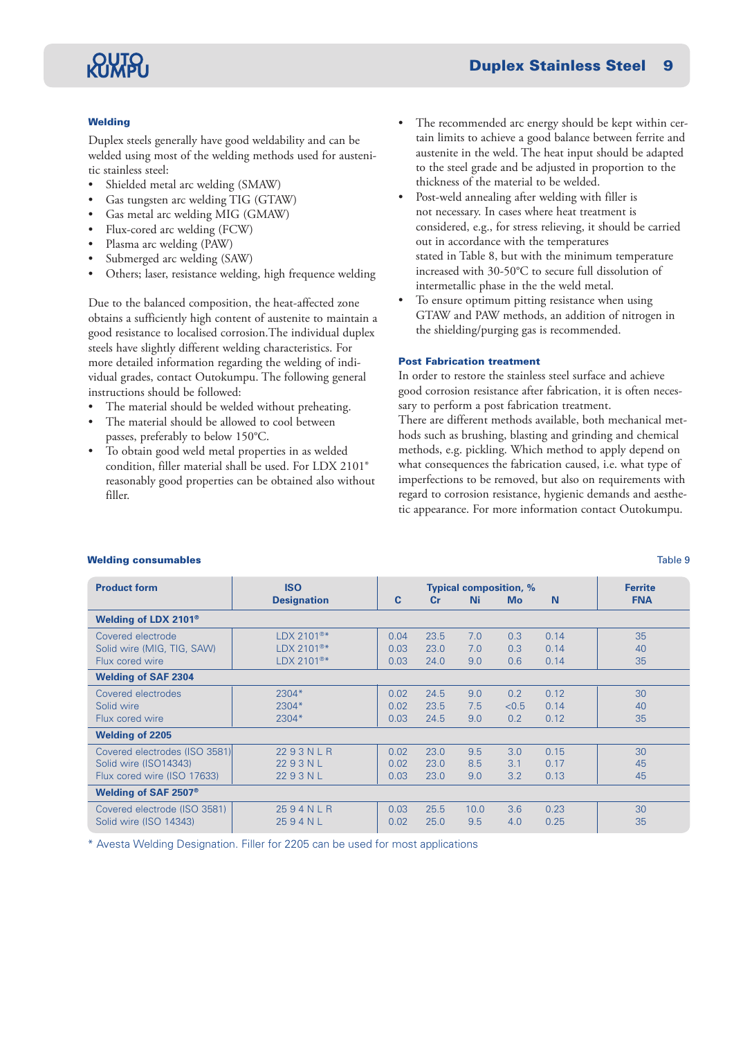## Welding

Duplex steels generally have good weldability and can be welded using most of the welding methods used for austenitic stainless steel:

- Shielded metal arc welding (SMAW)
- Gas tungsten arc welding TIG (GTAW)
- Gas metal arc welding MIG (GMAW)
- Flux-cored arc welding (FCW)
- Plasma arc welding (PAW)
- Submerged arc welding (SAW)
- Others; laser, resistance welding, high frequence welding

Due to the balanced composition, the heat-affected zone obtains a sufficiently high content of austenite to maintain a good resistance to localised corrosion.The individual duplex steels have slightly different welding characteristics. For more detailed information regarding the welding of individual grades, contact Outokumpu. The following general instructions should be followed:

- The material should be welded without preheating.
- The material should be allowed to cool between passes, preferably to below 150°C.
- To obtain good weld metal properties in as welded condition, filler material shall be used. For LDX 2101® reasonably good properties can be obtained also without filler.
- The recommended arc energy should be kept within certain limits to achieve a good balance between ferrite and austenite in the weld. The heat input should be adapted to the steel grade and be adjusted in proportion to the thickness of the material to be welded.
- Post-weld annealing after welding with filler is not necessary. In cases where heat treatment is considered, e.g., for stress relieving, it should be carried out in accordance with the temperatures stated in Table 8, but with the minimum temperature increased with 30-50°C to secure full dissolution of intermetallic phase in the the weld metal.
- To ensure optimum pitting resistance when using GTAW and PAW methods, an addition of nitrogen in the shielding/purging gas is recommended.

## Post Fabrication treatment

In order to restore the stainless steel surface and achieve good corrosion resistance after fabrication, it is often necessary to perform a post fabrication treatment.
There are different methods available, both mechanical methods such as brushing, blasting and grinding and chemical methods, e.g. pickling. Which method to apply depend on what consequences the fabrication caused, i.e. what type of imperfections to be removed, but also on requirements with regard to corrosion resistance, hygienic demands and aesthetic appearance. For more information contact Outokumpu.

**Welding consumables** — Table 9

| Product form | ISO Designation | Typical composition, % C | Cr | Ni | Mo | N | Ferrite FNA |
|---|---|---|---|---|---|---|---|
| **Welding of LDX 2101®** | | | | | | | |
| Covered electrode | LDX 2101®* | 0.04 | 23.5 | 7.0 | 0.3 | 0.14 | 35 |
| Solid wire (MIG, TIG, SAW) | LDX 2101®* | 0.03 | 23.0 | 7.0 | 0.3 | 0.14 | 40 |
| Flux cored wire | LDX 2101®* | 0.03 | 24.0 | 9.0 | 0.6 | 0.14 | 35 |
| **Welding of SAF 2304** | | | | | | | |
| Covered electrodes | 2304* | 0.02 | 24.5 | 9.0 | 0.2 | 0.12 | 30 |
| Solid wire | 2304* | 0.02 | 23.5 | 7.5 | <0.5 | 0.14 | 40 |
| Flux cored wire | 2304* | 0.03 | 24.5 | 9.0 | 0.2 | 0.12 | 35 |
| **Welding of 2205** | | | | | | | |
| Covered electrodes (ISO 3581) | 22 9 3 N L R | 0.02 | 23.0 | 9.5 | 3.0 | 0.15 | 30 |
| Solid wire (ISO14343) | 22 9 3 N L | 0.02 | 23.0 | 8.5 | 3.1 | 0.17 | 45 |
| Flux cored wire (ISO 17633) | 22 9 3 N L | 0.03 | 23.0 | 9.0 | 3.2 | 0.13 | 45 |
| **Welding of SAF 2507®** | | | | | | | |
| Covered electrode (ISO 3581) | 25 9 4 N L R | 0.03 | 25.5 | 10.0 | 3.6 | 0.23 | 30 |
| Solid wire (ISO 14343) | 25 9 4 N L | 0.02 | 25.0 | 9.5 | 4.0 | 0.25 | 35 |

\* Avesta Welding Designation. Filler for 2205 can be used for most applications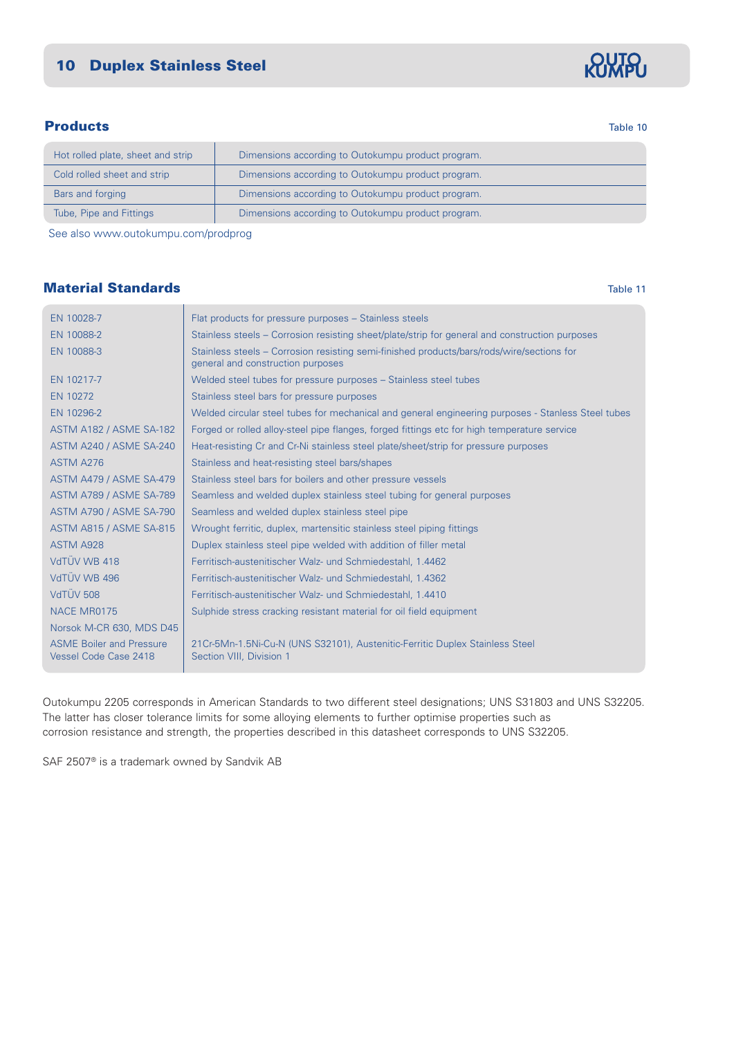## Products

Table 10

| | |
|---|---|
| Hot rolled plate, sheet and strip | Dimensions according to Outokumpu product program. |
| Cold rolled sheet and strip | Dimensions according to Outokumpu product program. |
| Bars and forging | Dimensions according to Outokumpu product program. |
| Tube, Pipe and Fittings | Dimensions according to Outokumpu product program. |

See also www.outokumpu.com/prodprog

## Material Standards

Table 11

| | |
|---|---|
| EN 10028-7 | Flat products for pressure purposes – Stainless steels |
| EN 10088-2 | Stainless steels – Corrosion resisting sheet/plate/strip for general and construction purposes |
| EN 10088-3 | Stainless steels – Corrosion resisting semi-finished products/bars/rods/wire/sections for general and construction purposes |
| EN 10217-7 | Welded steel tubes for pressure purposes – Stainless steel tubes |
| EN 10272 | Stainless steel bars for pressure purposes |
| EN 10296-2 | Welded circular steel tubes for mechanical and general engineering purposes - Stanless Steel tubes |
| ASTM A182 / ASME SA-182 | Forged or rolled alloy-steel pipe flanges, forged fittings etc for high temperature service |
| ASTM A240 / ASME SA-240 | Heat-resisting Cr and Cr-Ni stainless steel plate/sheet/strip for pressure purposes |
| ASTM A276 | Stainless and heat-resisting steel bars/shapes |
| ASTM A479 / ASME SA-479 | Stainless steel bars for boilers and other pressure vessels |
| ASTM A789 / ASME SA-789 | Seamless and welded duplex stainless steel tubing for general purposes |
| ASTM A790 / ASME SA-790 | Seamless and welded duplex stainless steel pipe |
| ASTM A815 / ASME SA-815 | Wrought ferritic, duplex, martensitic stainless steel piping fittings |
| ASTM A928 | Duplex stainless steel pipe welded with addition of filler metal |
| VdTÜV WB 418 | Ferritisch-austenitischer Walz- und Schmiedestahl, 1.4462 |
| VdTÜV WB 496 | Ferritisch-austenitischer Walz- und Schmiedestahl, 1.4362 |
| VdTÜV 508 | Ferritisch-austenitischer Walz- und Schmiedestahl, 1.4410 |
| NACE MR0175 | Sulphide stress cracking resistant material for oil field equipment |
| Norsok M-CR 630, MDS D45 | |
| ASME Boiler and Pressure Vessel Code Case 2418 | 21Cr-5Mn-1.5Ni-Cu-N (UNS S32101), Austenitic-Ferritic Duplex Stainless Steel Section VIII, Division 1 |

Outokumpu 2205 corresponds in American Standards to two different steel designations; UNS S31803 and UNS S32205. The latter has closer tolerance limits for some alloying elements to further optimise properties such as corrosion resistance and strength, the properties described in this datasheet corresponds to UNS S32205.

SAF 2507® is a trademark owned by Sandvik AB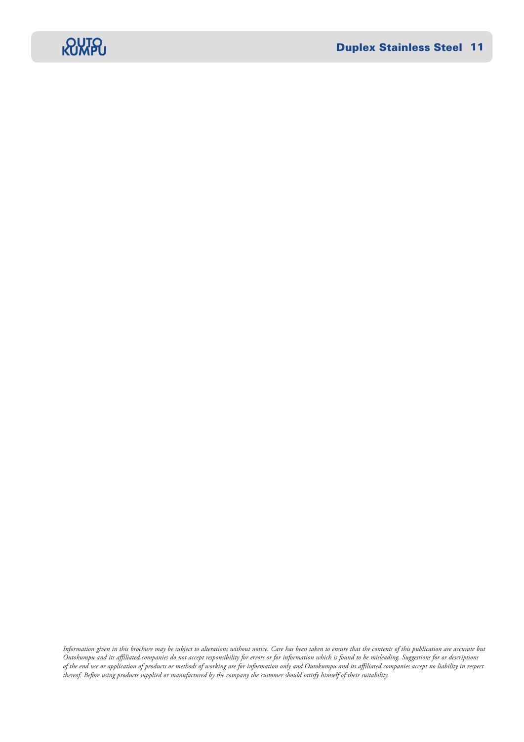*Information given in this brochure may be subject to alterations without notice. Care has been taken to ensure that the contents of this publication are accurate but Outokumpu and its affiliated companies do not accept responsibility for errors or for information which is found to be misleading. Suggestions for or descriptions of the end use or application of products or methods of working are for information only and Outokumpu and its affiliated companies accept no liability in respect thereof. Before using products supplied or manufactured by the company the customer should satisfy himself of their suitability.*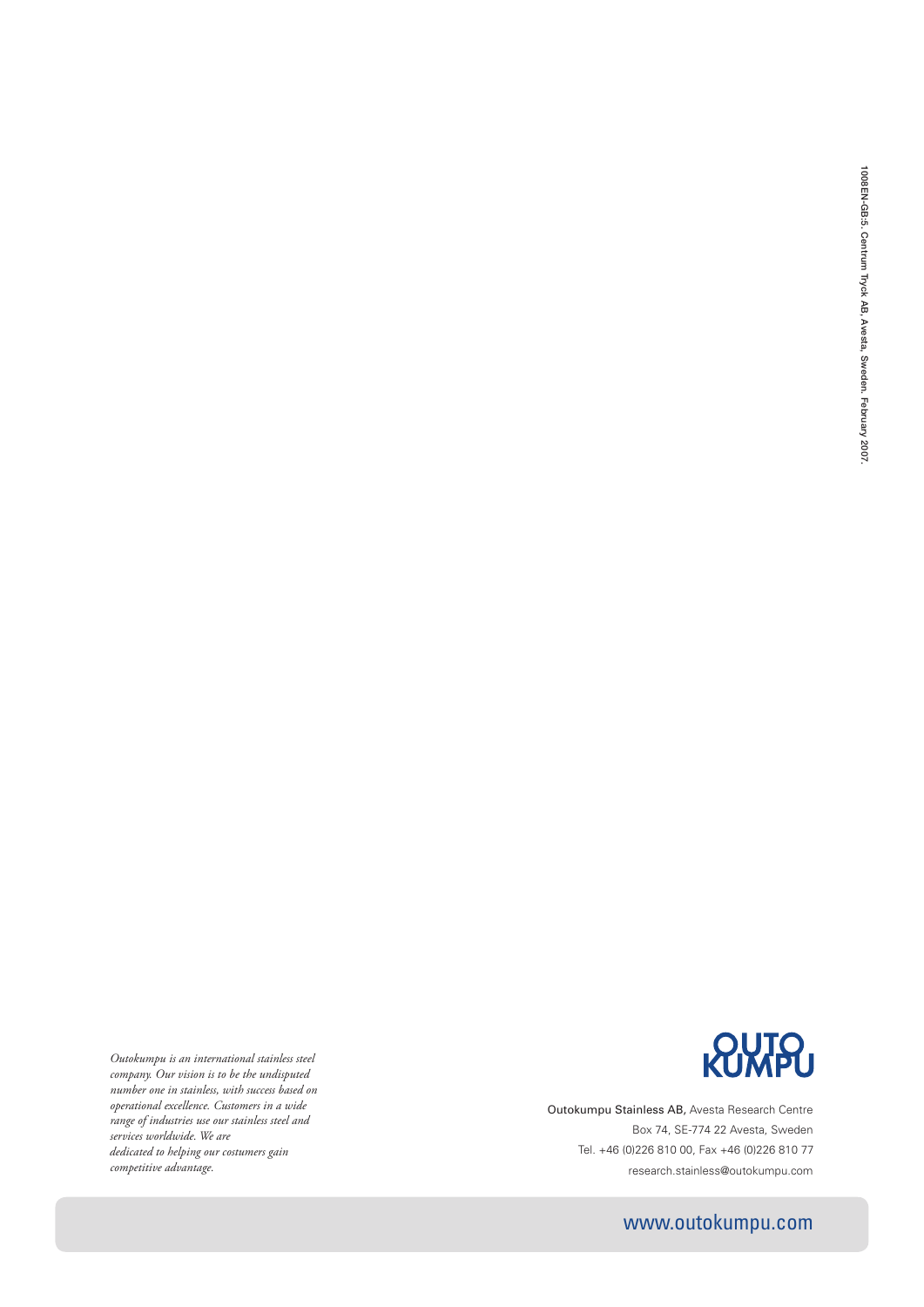1008EN-GB:5. Centrum Tryck AB, Avesta, Sweden. February 2007.

*Outokumpu is an international stainless steel company. Our vision is to be the undisputed number one in stainless, with success based on operational excellence. Customers in a wide range of industries use our stainless steel and services worldwide. We are dedicated to helping our costumers gain competitive advantage.*

OUTO KUMPU

Outokumpu Stainless AB, Avesta Research Centre
Box 74, SE-774 22 Avesta, Sweden
Tel. +46 (0)226 810 00, Fax +46 (0)226 810 77
research.stainless@outokumpu.com

www.outokumpu.com